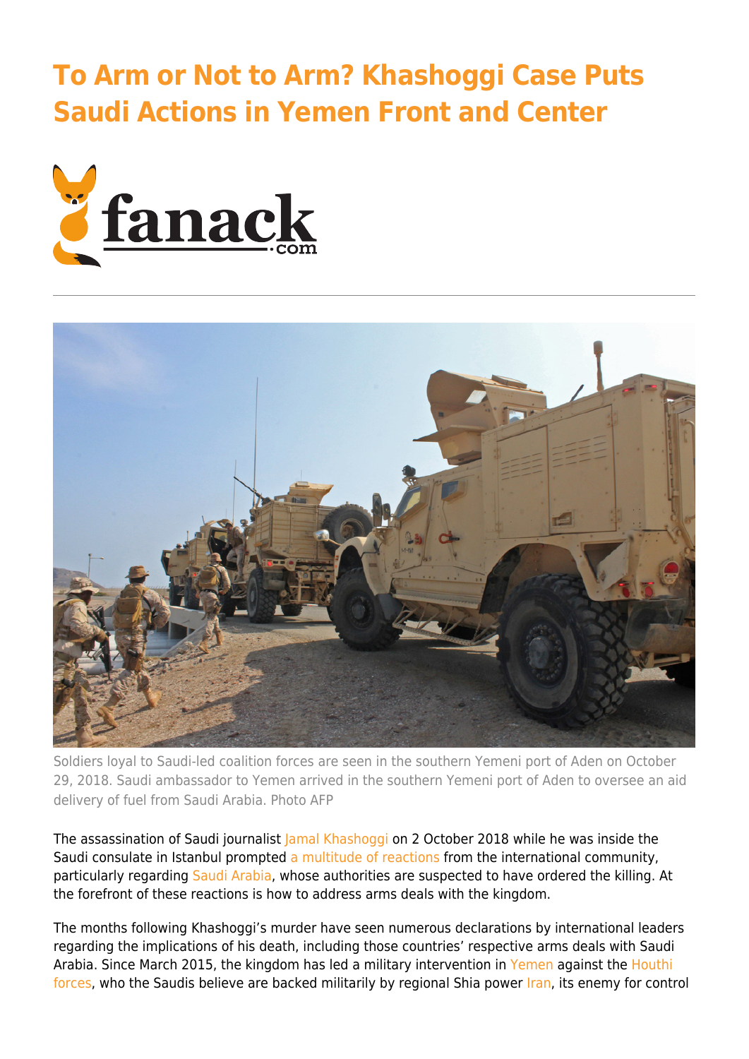# To Arm or Not to Arm? Khashoggi Case Puts Saudi Actions in Yemen Front and Center

Soldiers loyal to Saudi-led coalition forces are seen in the southern Yemeni port of Aden on October 29, 2018. Saudi ambassador to Yemen arrived in the southern Yemeni port of Aden to oversee an aid delivery of fuel from Saudi Arabia. Photo AFP

The assassination of Saudi journalist Jamal Khashoggi on 2 October 2018 while he was inside the Saudi consulate in Istanbul prompted a multitude of reactions from the international community, particularly regarding Saudi Arabia, whose authorities are suspected to have ordered the killing. At the forefront of these reactions is how to address arms deals with the kingdom.

The months following Khashoggi's murder have seen numerous declarations by international leaders regarding the implications of his death, including those countries' respective arms deals with Saudi Arabia. Since March 2015, the kingdom has led a military intervention in Yemen against the Houthi forces, who the Saudis believe are backed militarily by regional Shia power Iran, its enemy for control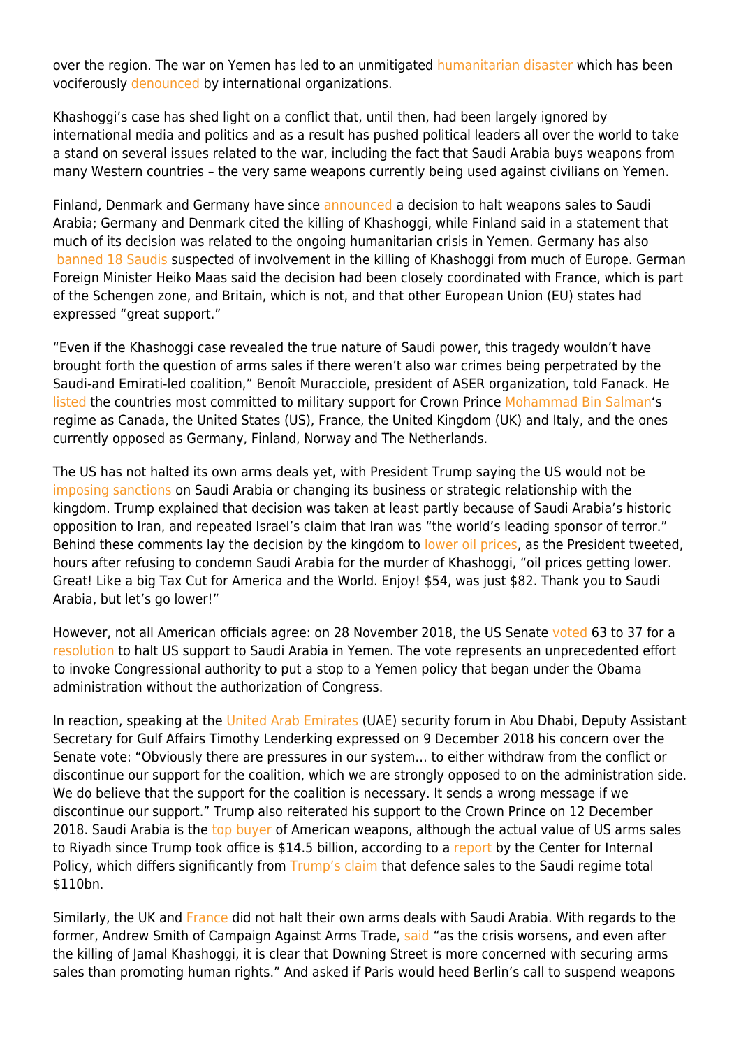over the region. The war on Yemen has led to an unmitigated humanitarian disaster which has been vociferously denounced by international organizations.

Khashoggi's case has shed light on a conflict that, until then, had been largely ignored by international media and politics and as a result has pushed political leaders all over the world to take a stand on several issues related to the war, including the fact that Saudi Arabia buys weapons from many Western countries – the very same weapons currently being used against civilians on Yemen.

Finland, Denmark and Germany have since announced a decision to halt weapons sales to Saudi Arabia; Germany and Denmark cited the killing of Khashoggi, while Finland said in a statement that much of its decision was related to the ongoing humanitarian crisis in Yemen. Germany has also banned 18 Saudis suspected of involvement in the killing of Khashoggi from much of Europe. German Foreign Minister Heiko Maas said the decision had been closely coordinated with France, which is part of the Schengen zone, and Britain, which is not, and that other European Union (EU) states had expressed "great support."

"Even if the Khashoggi case revealed the true nature of Saudi power, this tragedy wouldn't have brought forth the question of arms sales if there weren't also war crimes being perpetrated by the Saudi-and Emirati-led coalition," Benoît Muracciole, president of ASER organization, told Fanack. He listed the countries most committed to military support for Crown Prince Mohammad Bin Salman's regime as Canada, the United States (US), France, the United Kingdom (UK) and Italy, and the ones currently opposed as Germany, Finland, Norway and The Netherlands.

The US has not halted its own arms deals yet, with President Trump saying the US would not be imposing sanctions on Saudi Arabia or changing its business or strategic relationship with the kingdom. Trump explained that decision was taken at least partly because of Saudi Arabia's historic opposition to Iran, and repeated Israel's claim that Iran was "the world's leading sponsor of terror." Behind these comments lay the decision by the kingdom to lower oil prices, as the President tweeted, hours after refusing to condemn Saudi Arabia for the murder of Khashoggi, "oil prices getting lower. Great! Like a big Tax Cut for America and the World. Enjoy! $54, was just $82. Thank you to Saudi Arabia, but let's go lower!"

However, not all American officials agree: on 28 November 2018, the US Senate voted 63 to 37 for a resolution to halt US support to Saudi Arabia in Yemen. The vote represents an unprecedented effort to invoke Congressional authority to put a stop to a Yemen policy that began under the Obama administration without the authorization of Congress.

In reaction, speaking at the United Arab Emirates (UAE) security forum in Abu Dhabi, Deputy Assistant Secretary for Gulf Affairs Timothy Lenderking expressed on 9 December 2018 his concern over the Senate vote: "Obviously there are pressures in our system… to either withdraw from the conflict or discontinue our support for the coalition, which we are strongly opposed to on the administration side. We do believe that the support for the coalition is necessary. It sends a wrong message if we discontinue our support." Trump also reiterated his support to the Crown Prince on 12 December 2018. Saudi Arabia is the top buyer of American weapons, although the actual value of US arms sales to Riyadh since Trump took office is $14.5 billion, according to a report by the Center for Internal Policy, which differs significantly from Trump's claim that defence sales to the Saudi regime total $110bn.

Similarly, the UK and France did not halt their own arms deals with Saudi Arabia. With regards to the former, Andrew Smith of Campaign Against Arms Trade, said "as the crisis worsens, and even after the killing of Jamal Khashoggi, it is clear that Downing Street is more concerned with securing arms sales than promoting human rights." And asked if Paris would heed Berlin's call to suspend weapons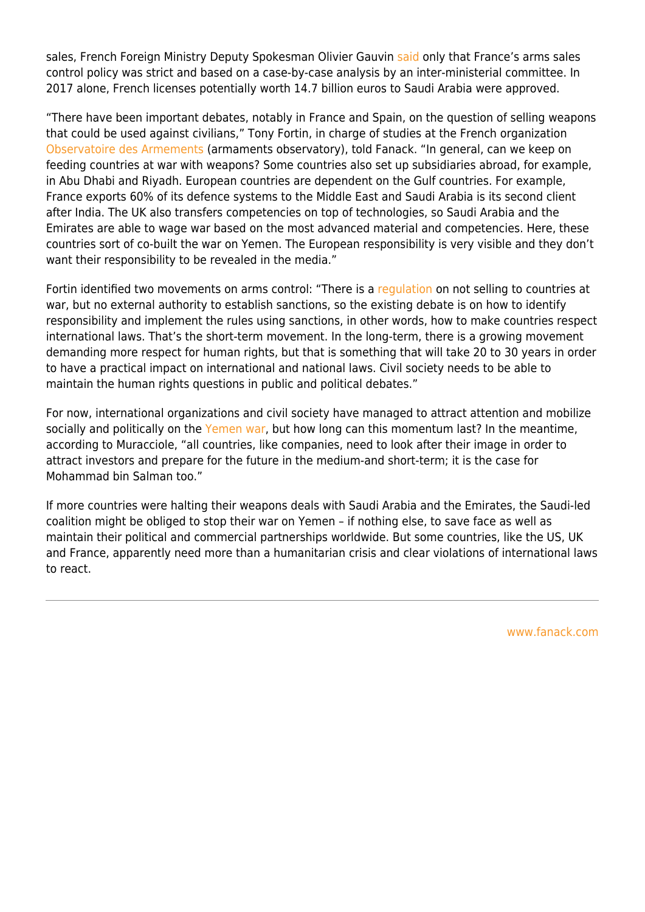sales, French Foreign Ministry Deputy Spokesman Olivier Gauvin said only that France's arms sales control policy was strict and based on a case-by-case analysis by an inter-ministerial committee. In 2017 alone, French licenses potentially worth 14.7 billion euros to Saudi Arabia were approved.

"There have been important debates, notably in France and Spain, on the question of selling weapons that could be used against civilians," Tony Fortin, in charge of studies at the French organization Observatoire des Armements (armaments observatory), told Fanack. "In general, can we keep on feeding countries at war with weapons? Some countries also set up subsidiaries abroad, for example, in Abu Dhabi and Riyadh. European countries are dependent on the Gulf countries. For example, France exports 60% of its defence systems to the Middle East and Saudi Arabia is its second client after India. The UK also transfers competencies on top of technologies, so Saudi Arabia and the Emirates are able to wage war based on the most advanced material and competencies. Here, these countries sort of co-built the war on Yemen. The European responsibility is very visible and they don't want their responsibility to be revealed in the media."

Fortin identified two movements on arms control: "There is a regulation on not selling to countries at war, but no external authority to establish sanctions, so the existing debate is on how to identify responsibility and implement the rules using sanctions, in other words, how to make countries respect international laws. That's the short-term movement. In the long-term, there is a growing movement demanding more respect for human rights, but that is something that will take 20 to 30 years in order to have a practical impact on international and national laws. Civil society needs to be able to maintain the human rights questions in public and political debates."

For now, international organizations and civil society have managed to attract attention and mobilize socially and politically on the Yemen war, but how long can this momentum last? In the meantime, according to Muracciole, "all countries, like companies, need to look after their image in order to attract investors and prepare for the future in the medium-and short-term; it is the case for Mohammad bin Salman too."

If more countries were halting their weapons deals with Saudi Arabia and the Emirates, the Saudi-led coalition might be obliged to stop their war on Yemen – if nothing else, to save face as well as maintain their political and commercial partnerships worldwide. But some countries, like the US, UK and France, apparently need more than a humanitarian crisis and clear violations of international laws to react.

---

www.fanack.com